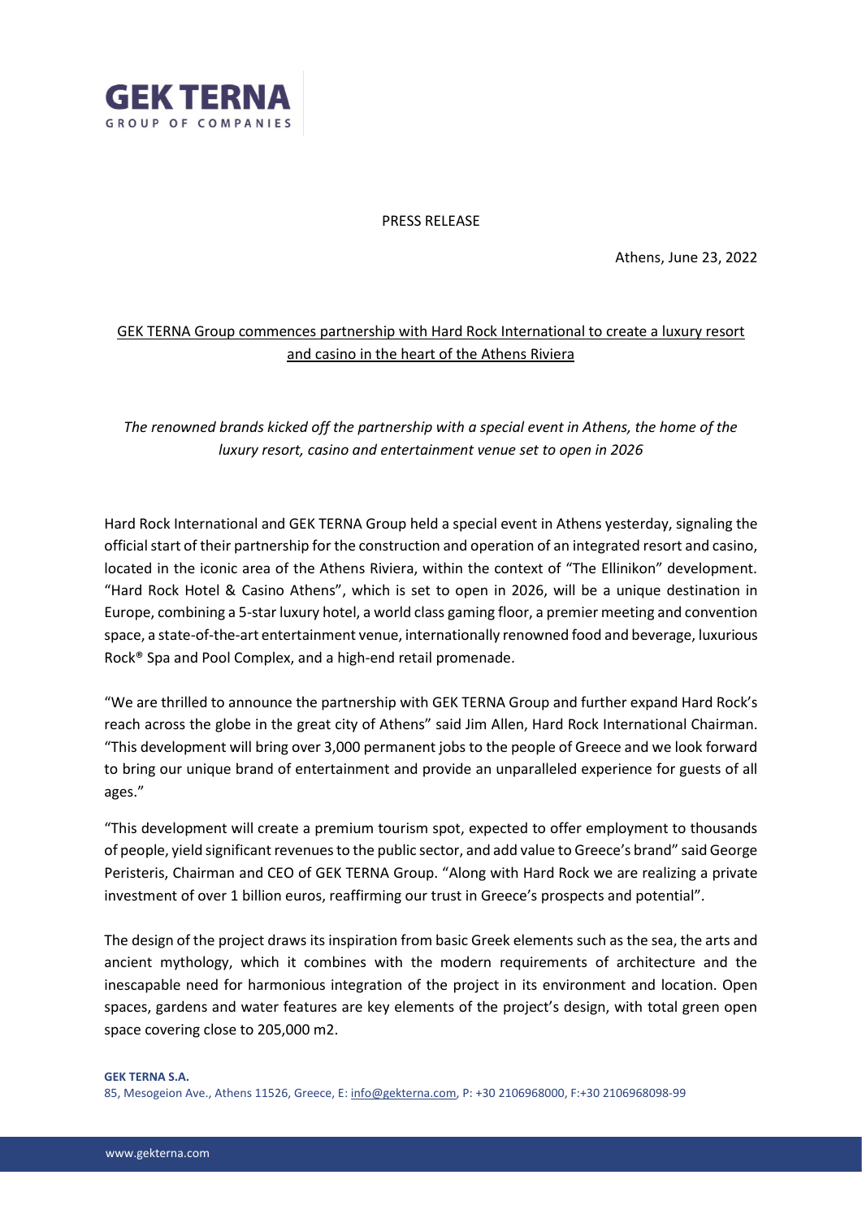PRESS RELEASE

Athens, June 23, 2022

## GEK TERNA Group commences partnership with Hard Rock International to create a luxury resort and casino in the heart of the Athens Riviera

*The renowned brands kicked off the partnership with a special event in Athens, the home of the luxury resort, casino and entertainment venue set to open in 2026*

Hard Rock International and GEK TERNA Group held a special event in Athens yesterday, signaling the official start of their partnership for the construction and operation of an integrated resort and casino, located in the iconic area of the Athens Riviera, within the context of "The Ellinikon" development. "Hard Rock Hotel & Casino Athens", which is set to open in 2026, will be a unique destination in Europe, combining a 5-star luxury hotel, a world class gaming floor, a premier meeting and convention space, a state-of-the-art entertainment venue, internationally renowned food and beverage, luxurious Rock® Spa and Pool Complex, and a high-end retail promenade.

"We are thrilled to announce the partnership with GEK TERNA Group and further expand Hard Rock's reach across the globe in the great city of Athens" said Jim Allen, Hard Rock International Chairman. "This development will bring over 3,000 permanent jobs to the people of Greece and we look forward to bring our unique brand of entertainment and provide an unparalleled experience for guests of all ages."

"This development will create a premium tourism spot, expected to offer employment to thousands of people, yield significant revenues to the public sector, and add value to Greece's brand" said George Peristeris, Chairman and CEO of GEK TERNA Group. "Along with Hard Rock we are realizing a private investment of over 1 billion euros, reaffirming our trust in Greece's prospects and potential".

The design of the project draws its inspiration from basic Greek elements such as the sea, the arts and ancient mythology, which it combines with the modern requirements of architecture and the inescapable need for harmonious integration of the project in its environment and location. Open spaces, gardens and water features are key elements of the project's design, with total green open space covering close to 205,000 m2.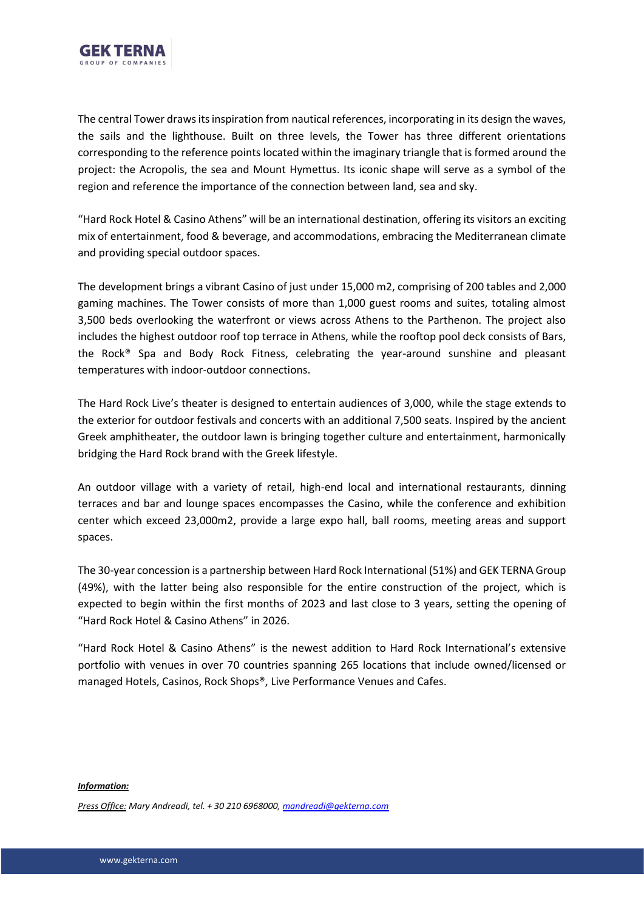The central Tower draws its inspiration from nautical references, incorporating in its design the waves, the sails and the lighthouse. Built on three levels, the Tower has three different orientations corresponding to the reference points located within the imaginary triangle that is formed around the project: the Acropolis, the sea and Mount Hymettus. Its iconic shape will serve as a symbol of the region and reference the importance of the connection between land, sea and sky.

"Hard Rock Hotel & Casino Athens" will be an international destination, offering its visitors an exciting mix of entertainment, food & beverage, and accommodations, embracing the Mediterranean climate and providing special outdoor spaces.

The development brings a vibrant Casino of just under 15,000 m2, comprising of 200 tables and 2,000 gaming machines. The Tower consists of more than 1,000 guest rooms and suites, totaling almost 3,500 beds overlooking the waterfront or views across Athens to the Parthenon. The project also includes the highest outdoor roof top terrace in Athens, while the rooftop pool deck consists of Bars, the Rock® Spa and Body Rock Fitness, celebrating the year-around sunshine and pleasant temperatures with indoor-outdoor connections.

The Hard Rock Live's theater is designed to entertain audiences of 3,000, while the stage extends to the exterior for outdoor festivals and concerts with an additional 7,500 seats. Inspired by the ancient Greek amphitheater, the outdoor lawn is bringing together culture and entertainment, harmonically bridging the Hard Rock brand with the Greek lifestyle.

An outdoor village with a variety of retail, high-end local and international restaurants, dinning terraces and bar and lounge spaces encompasses the Casino, while the conference and exhibition center which exceed 23,000m2, provide a large expo hall, ball rooms, meeting areas and support spaces.

The 30-year concession is a partnership between Hard Rock International (51%) and GEK TERNA Group (49%), with the latter being also responsible for the entire construction of the project, which is expected to begin within the first months of 2023 and last close to 3 years, setting the opening of "Hard Rock Hotel & Casino Athens" in 2026.

"Hard Rock Hotel & Casino Athens" is the newest addition to Hard Rock International's extensive portfolio with venues in over 70 countries spanning 265 locations that include owned/licensed or managed Hotels, Casinos, Rock Shops®, Live Performance Venues and Cafes.

***Information:***

*Press Office: Mary Andreadi, tel. + 30 210 6968000, mandreadi@gekterna.com*